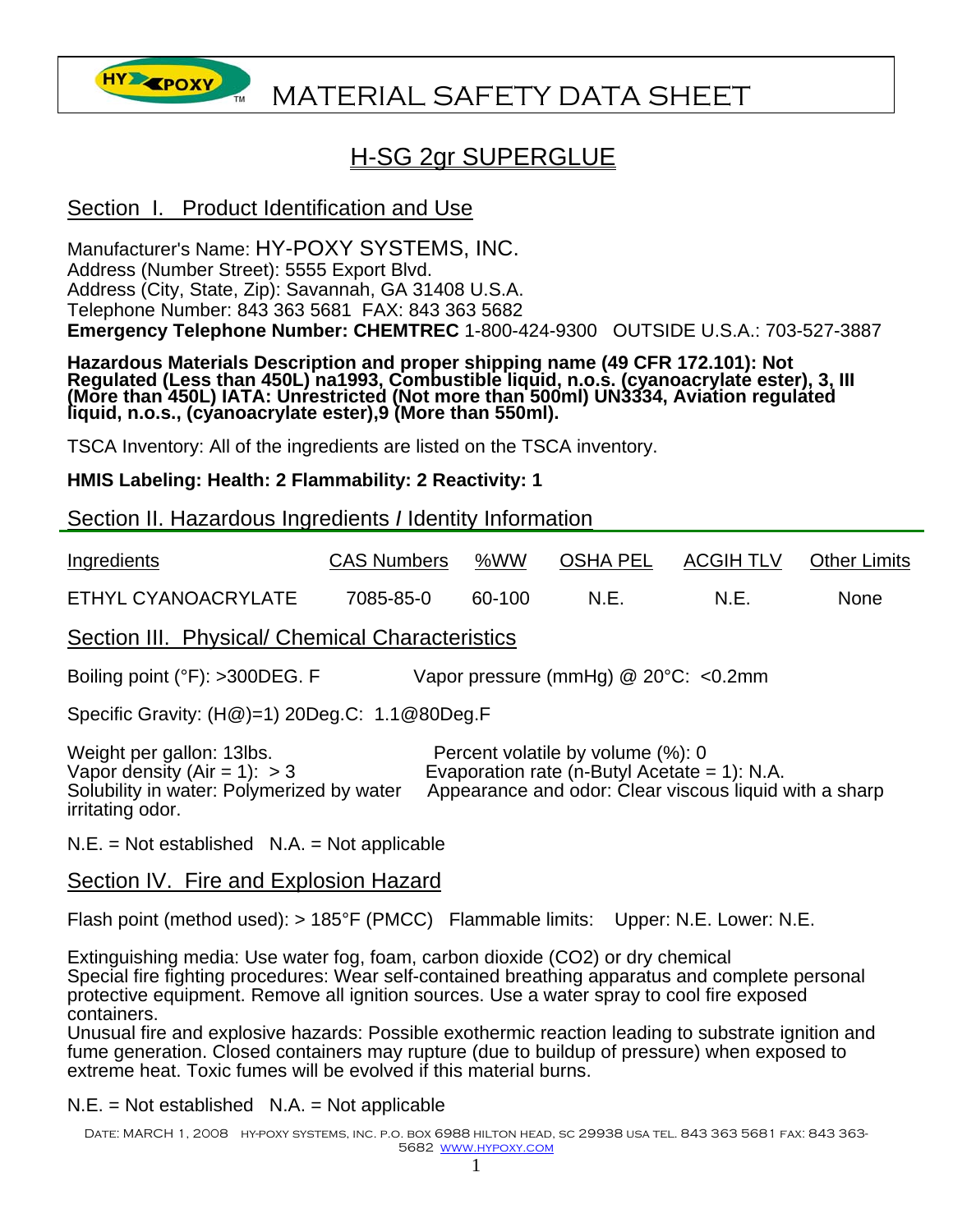# MATERIAL SAFETY DATA SHEET

## H-SG 2gr SUPERGLUE

## Section I. Product Identification and Use

Manufacturer's Name: HY-POXY SYSTEMS, INC.
Address (Number Street): 5555 Export Blvd.
Address (City, State, Zip): Savannah, GA 31408 U.S.A.
Telephone Number: 843 363 5681 FAX: 843 363 5682
**Emergency Telephone Number: CHEMTREC** 1-800-424-9300 OUTSIDE U.S.A.: 703-527-3887

**Hazardous Materials Description and proper shipping name (49 CFR 172.101): Not Regulated (Less than 450L) na1993, Combustible liquid, n.o.s. (cyanoacrylate ester), 3, III (More than 450L) IATA: Unrestricted (Not more than 500ml) UN3334, Aviation regulated liquid, n.o.s., (cyanoacrylate ester),9 (More than 550ml).**

TSCA Inventory: All of the ingredients are listed on the TSCA inventory.

**HMIS Labeling: Health: 2 Flammability: 2 Reactivity: 1**

## Section II. Hazardous Ingredients / Identity Information

| Ingredients | CAS Numbers | %WW | OSHA PEL | ACGIH TLV | Other Limits |
|---|---|---|---|---|---|
| ETHYL CYANOACRYLATE | 7085-85-0 | 60-100 | N.E. | N.E. | None |

## Section III. Physical/ Chemical Characteristics

Boiling point (°F): >300DEG. F

Vapor pressure (mmHg) @ 20°C: <0.2mm

Specific Gravity: (H@)=1) 20Deg.C: 1.1@80Deg.F

Weight per gallon: 13lbs.
Percent volatile by volume (%): 0
Vapor density (Air = 1): > 3
Evaporation rate (n-Butyl Acetate = 1): N.A.
Solubility in water: Polymerized by water
Appearance and odor: Clear viscous liquid with a sharp irritating odor.

N.E. = Not established N.A. = Not applicable

## Section IV. Fire and Explosion Hazard

Flash point (method used): > 185°F (PMCC) Flammable limits: Upper: N.E. Lower: N.E.

Extinguishing media: Use water fog, foam, carbon dioxide ($CO_2$) or dry chemical
Special fire fighting procedures: Wear self-contained breathing apparatus and complete personal protective equipment. Remove all ignition sources. Use a water spray to cool fire exposed containers.
Unusual fire and explosive hazards: Possible exothermic reaction leading to substrate ignition and fume generation. Closed containers may rupture (due to buildup of pressure) when exposed to extreme heat. Toxic fumes will be evolved if this material burns.

N.E. = Not established N.A. = Not applicable

Date: MARCH 1, 2008 HY-POXY SYSTEMS, INC. P.O. BOX 6988 HILTON HEAD, SC 29938 USA TEL. 843 363 5681 FAX: 843 363-5682 WWW.HYPOXY.COM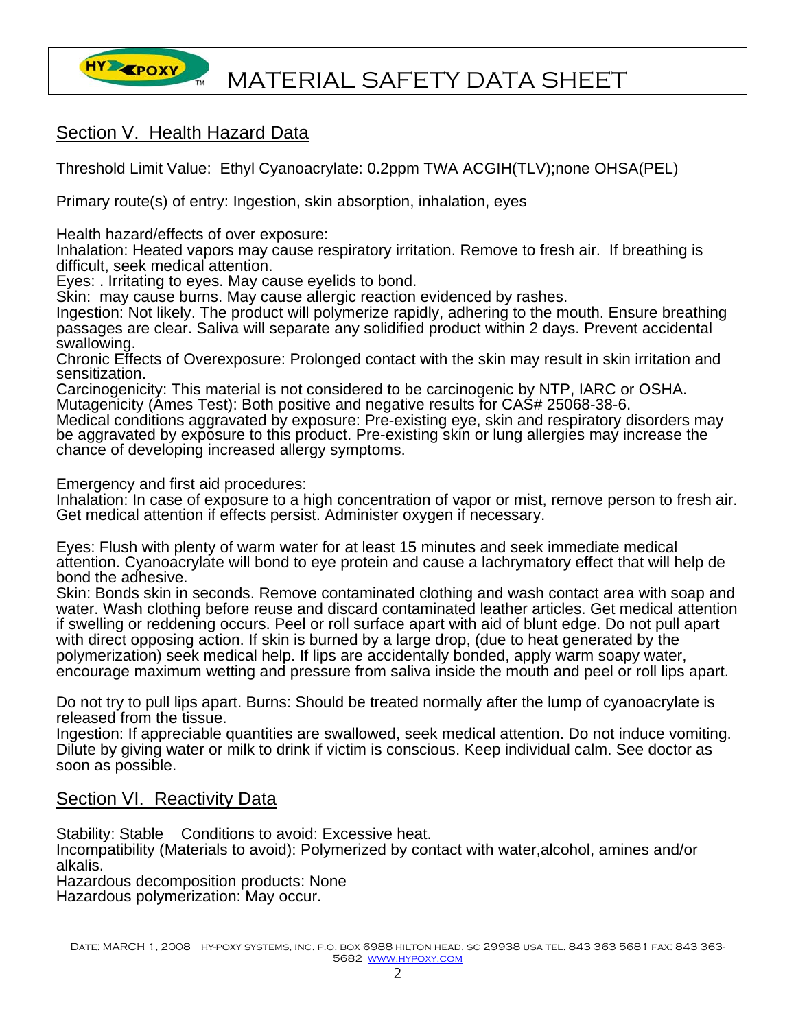# MATERIAL SAFETY DATA SHEET

## Section V. Health Hazard Data

Threshold Limit Value: Ethyl Cyanoacrylate: 0.2ppm TWA ACGIH(TLV);none OHSA(PEL)

Primary route(s) of entry: Ingestion, skin absorption, inhalation, eyes

Health hazard/effects of over exposure:
Inhalation: Heated vapors may cause respiratory irritation. Remove to fresh air. If breathing is difficult, seek medical attention.
Eyes: . Irritating to eyes. May cause eyelids to bond.
Skin: may cause burns. May cause allergic reaction evidenced by rashes.
Ingestion: Not likely. The product will polymerize rapidly, adhering to the mouth. Ensure breathing passages are clear. Saliva will separate any solidified product within 2 days. Prevent accidental swallowing.
Chronic Effects of Overexposure: Prolonged contact with the skin may result in skin irritation and sensitization.
Carcinogenicity: This material is not considered to be carcinogenic by NTP, IARC or OSHA.
Mutagenicity (Ames Test): Both positive and negative results for CAS# 25068-38-6.
Medical conditions aggravated by exposure: Pre-existing eye, skin and respiratory disorders may be aggravated by exposure to this product. Pre-existing skin or lung allergies may increase the chance of developing increased allergy symptoms.

Emergency and first aid procedures:
Inhalation: In case of exposure to a high concentration of vapor or mist, remove person to fresh air. Get medical attention if effects persist. Administer oxygen if necessary.

Eyes: Flush with plenty of warm water for at least 15 minutes and seek immediate medical attention. Cyanoacrylate will bond to eye protein and cause a lachrymatory effect that will help de bond the adhesive.
Skin: Bonds skin in seconds. Remove contaminated clothing and wash contact area with soap and water. Wash clothing before reuse and discard contaminated leather articles. Get medical attention if swelling or reddening occurs. Peel or roll surface apart with aid of blunt edge. Do not pull apart with direct opposing action. If skin is burned by a large drop, (due to heat generated by the polymerization) seek medical help. If lips are accidentally bonded, apply warm soapy water, encourage maximum wetting and pressure from saliva inside the mouth and peel or roll lips apart.

Do not try to pull lips apart. Burns: Should be treated normally after the lump of cyanoacrylate is released from the tissue.
Ingestion: If appreciable quantities are swallowed, seek medical attention. Do not induce vomiting. Dilute by giving water or milk to drink if victim is conscious. Keep individual calm. See doctor as soon as possible.

## Section VI. Reactivity Data

Stability: Stable Conditions to avoid: Excessive heat.
Incompatibility (Materials to avoid): Polymerized by contact with water,alcohol, amines and/or alkalis.
Hazardous decomposition products: None
Hazardous polymerization: May occur.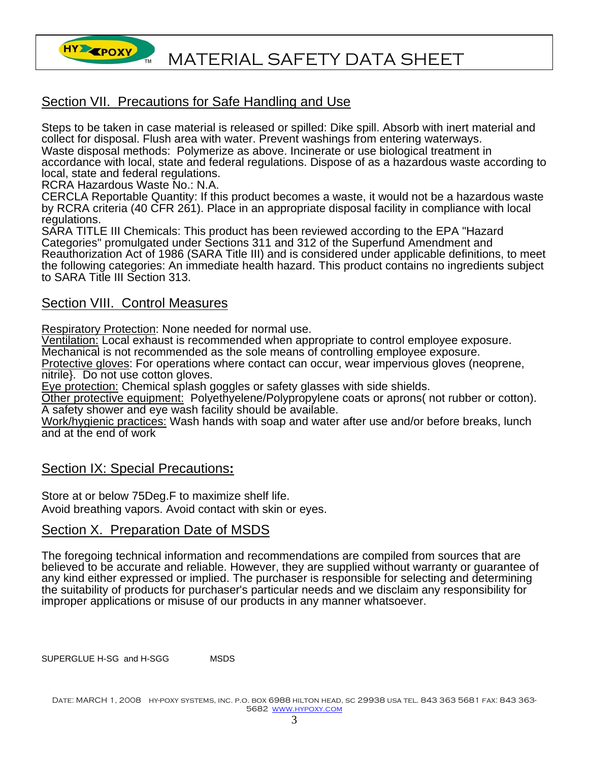# MATERIAL SAFETY DATA SHEET

## Section VII. Precautions for Safe Handling and Use

Steps to be taken in case material is released or spilled: Dike spill. Absorb with inert material and collect for disposal. Flush area with water. Prevent washings from entering waterways.
Waste disposal methods: Polymerize as above. Incinerate or use biological treatment in accordance with local, state and federal regulations. Dispose of as a hazardous waste according to local, state and federal regulations.
RCRA Hazardous Waste No.: N.A.
CERCLA Reportable Quantity: If this product becomes a waste, it would not be a hazardous waste by RCRA criteria (40 CFR 261). Place in an appropriate disposal facility in compliance with local regulations.
SARA TITLE III Chemicals: This product has been reviewed according to the EPA "Hazard Categories" promulgated under Sections 311 and 312 of the Superfund Amendment and Reauthorization Act of 1986 (SARA Title III) and is considered under applicable definitions, to meet the following categories: An immediate health hazard. This product contains no ingredients subject to SARA Title III Section 313.

## Section VIII. Control Measures

Respiratory Protection: None needed for normal use.
Ventilation: Local exhaust is recommended when appropriate to control employee exposure. Mechanical is not recommended as the sole means of controlling employee exposure.
Protective gloves: For operations where contact can occur, wear impervious gloves (neoprene, nitrile}. Do not use cotton gloves.
Eye protection: Chemical splash goggles or safety glasses with side shields.
Other protective equipment: Polyethyelene/Polypropylene coats or aprons( not rubber or cotton). A safety shower and eye wash facility should be available.
Work/hygienic practices: Wash hands with soap and water after use and/or before breaks, lunch and at the end of work

## Section IX: Special Precautions:

Store at or below 75Deg.F to maximize shelf life.
Avoid breathing vapors. Avoid contact with skin or eyes.

## Section X. Preparation Date of MSDS

The foregoing technical information and recommendations are compiled from sources that are believed to be accurate and reliable. However, they are supplied without warranty or guarantee of any kind either expressed or implied. The purchaser is responsible for selecting and determining the suitability of products for purchaser's particular needs and we disclaim any responsibility for improper applications or misuse of our products in any manner whatsoever.

SUPERGLUE H-SG and H-SGG MSDS

Date: MARCH 1, 2008 HY-POXY SYSTEMS, INC. P.O. BOX 6988 HILTON HEAD, SC 29938 USA TEL. 843 363 5681 FAX: 843 363-5682 www.hypoxy.com